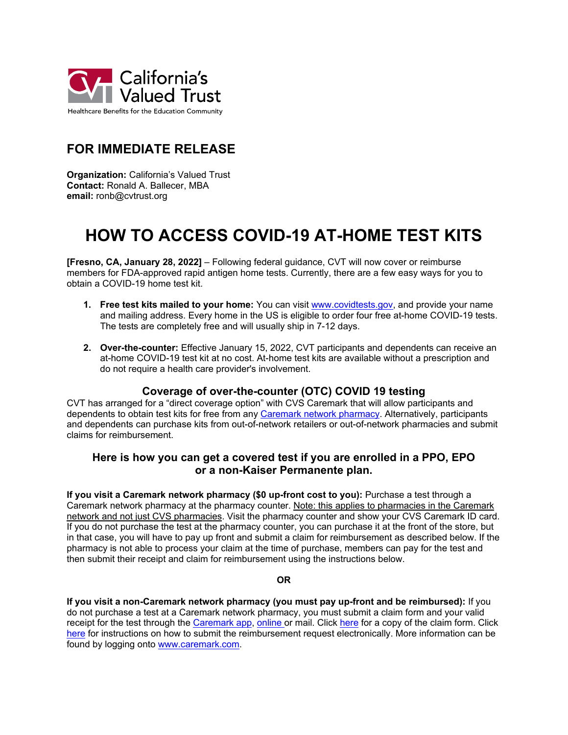California's Valued Trust

Healthcare Benefits for the Education Community

## FOR IMMEDIATE RELEASE

**Organization:** California's Valued Trust
**Contact:** Ronald A. Ballecer, MBA
**email:** ronb@cvtrust.org

# HOW TO ACCESS COVID-19 AT-HOME TEST KITS

**[Fresno, CA, January 28, 2022]** – Following federal guidance, CVT will now cover or reimburse members for FDA-approved rapid antigen home tests. Currently, there are a few easy ways for you to obtain a COVID-19 home test kit.

1. **Free test kits mailed to your home:** You can visit [www.covidtests.gov](www.covidtests.gov), and provide your name and mailing address. Every home in the US is eligible to order four free at-home COVID-19 tests. The tests are completely free and will usually ship in 7-12 days.

2. **Over-the-counter:** Effective January 15, 2022, CVT participants and dependents can receive an at-home COVID-19 test kit at no cost. At-home test kits are available without a prescription and do not require a health care provider's involvement.

## Coverage of over-the-counter (OTC) COVID 19 testing

CVT has arranged for a "direct coverage option" with CVS Caremark that will allow participants and dependents to obtain test kits for free from any Caremark network pharmacy. Alternatively, participants and dependents can purchase kits from out-of-network retailers or out-of-network pharmacies and submit claims for reimbursement.

## Here is how you can get a covered test if you are enrolled in a PPO, EPO or a non-Kaiser Permanente plan.

**If you visit a Caremark network pharmacy ($0 up-front cost to you):** Purchase a test through a Caremark network pharmacy at the pharmacy counter. Note: this applies to pharmacies in the Caremark network and not just CVS pharmacies. Visit the pharmacy counter and show your CVS Caremark ID card. If you do not purchase the test at the pharmacy counter, you can purchase it at the front of the store, but in that case, you will have to pay up front and submit a claim for reimbursement as described below. If the pharmacy is not able to process your claim at the time of purchase, members can pay for the test and then submit their receipt and claim for reimbursement using the instructions below.

**OR**

**If you visit a non-Caremark network pharmacy (you must pay up-front and be reimbursed):** If you do not purchase a test at a Caremark network pharmacy, you must submit a claim form and your valid receipt for the test through the Caremark app, online or mail. Click here for a copy of the claim form. Click here for instructions on how to submit the reimbursement request electronically. More information can be found by logging onto [www.caremark.com](www.caremark.com).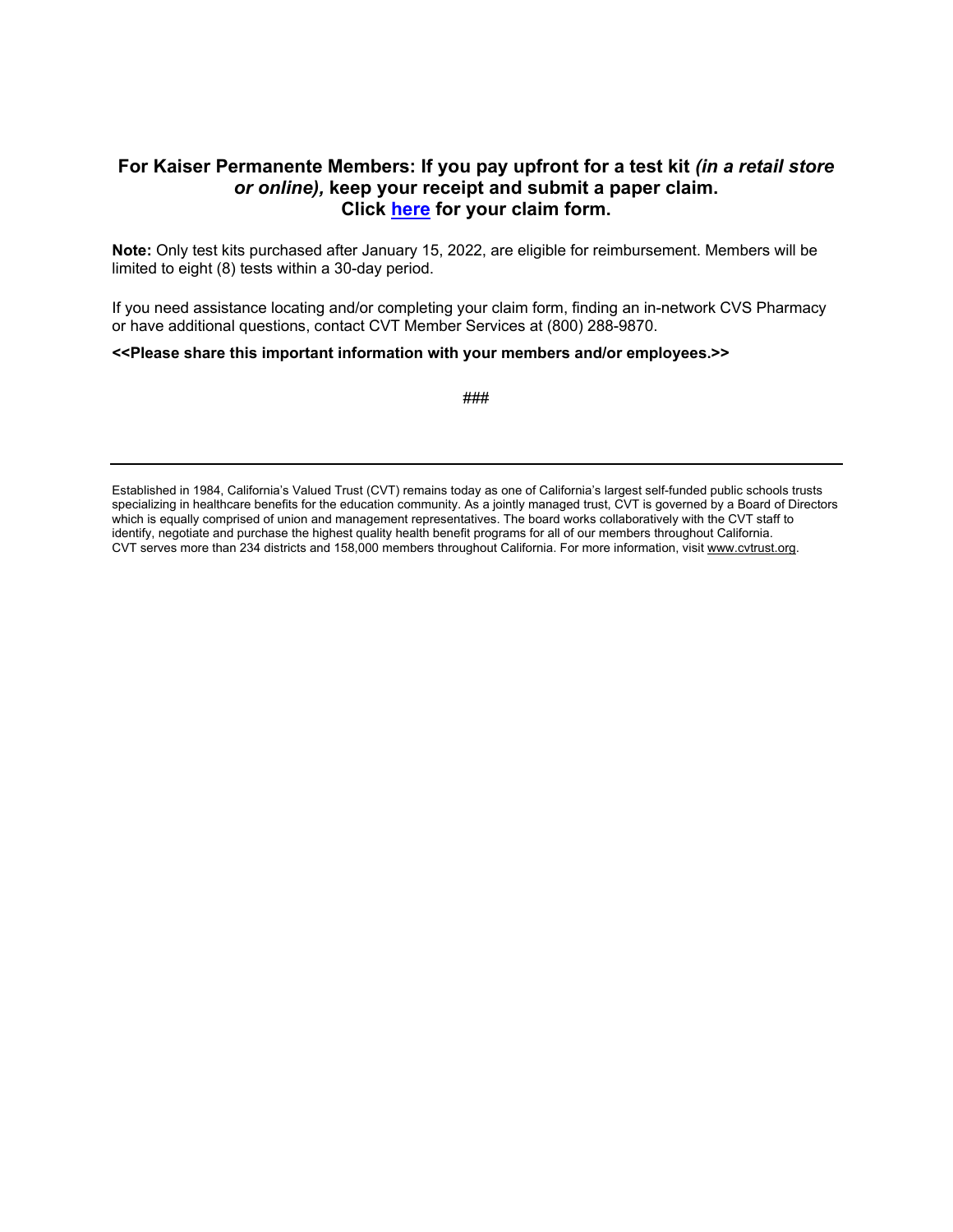**For Kaiser Permanente Members: If you pay upfront for a test kit *(in a retail store or online),* keep your receipt and submit a paper claim. Click here for your claim form.**

**Note:** Only test kits purchased after January 15, 2022, are eligible for reimbursement. Members will be limited to eight (8) tests within a 30-day period.

If you need assistance locating and/or completing your claim form, finding an in-network CVS Pharmacy or have additional questions, contact CVT Member Services at (800) 288-9870.

**<<Please share this important information with your members and/or employees.>>**

###

---

Established in 1984, California's Valued Trust (CVT) remains today as one of California's largest self-funded public schools trusts specializing in healthcare benefits for the education community. As a jointly managed trust, CVT is governed by a Board of Directors which is equally comprised of union and management representatives. The board works collaboratively with the CVT staff to identify, negotiate and purchase the highest quality health benefit programs for all of our members throughout California. CVT serves more than 234 districts and 158,000 members throughout California. For more information, visit www.cvtrust.org.